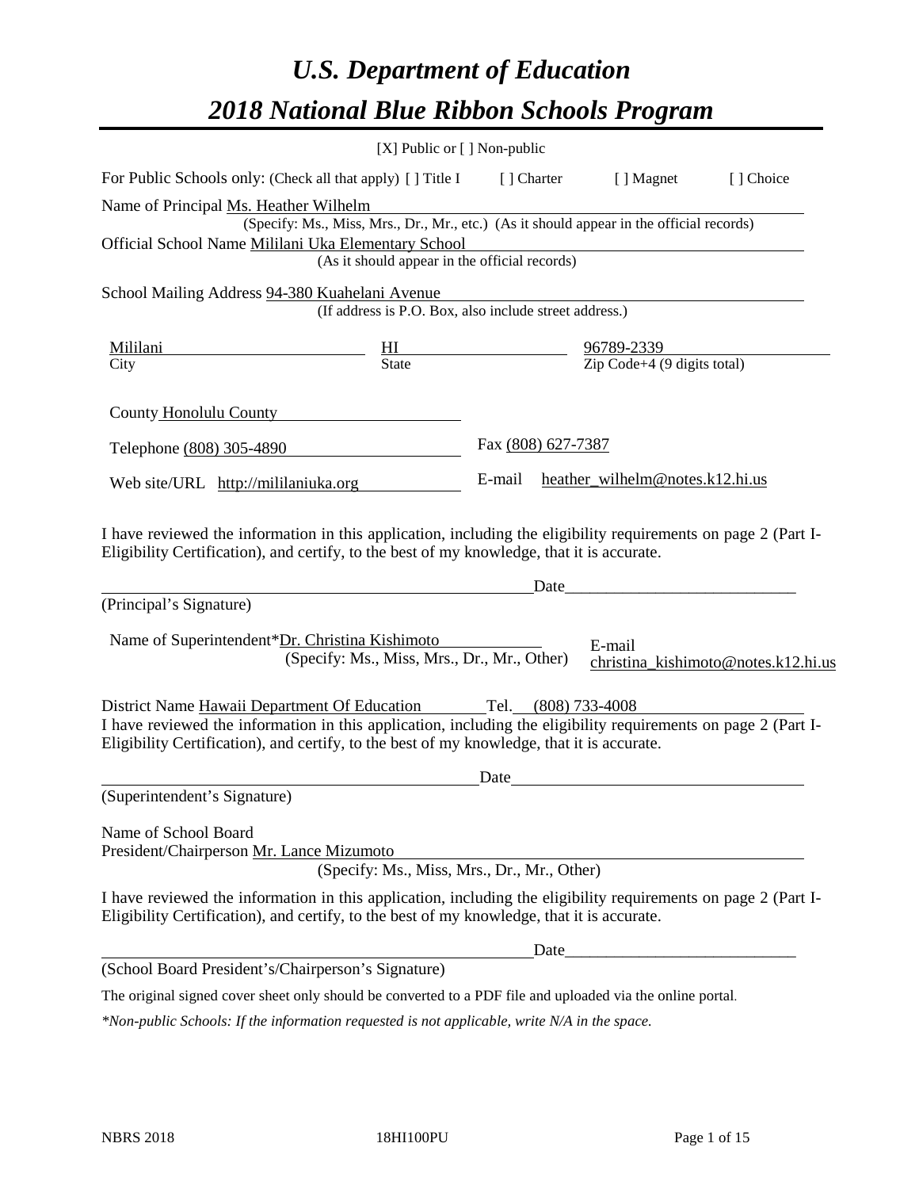# *U.S. Department of Education*

# *2018 National Blue Ribbon Schools Program*

[X] Public or [ ] Non-public

For Public Schools only: (Check all that apply) [ ] Title I [ ] Charter [ ] Magnet [ ] Choice

Name of Principal Ms. Heather Wilhelm
(Specify: Ms., Miss, Mrs., Dr., Mr., etc.) (As it should appear in the official records)

Official School Name Mililani Uka Elementary School
(As it should appear in the official records)

School Mailing Address 94-380 Kuahelani Avenue
(If address is P.O. Box, also include street address.)

| Mililani | HI | 96789-2339 |
|---|---|---|
| City | State | Zip Code+4 (9 digits total) |

County Honolulu County

Telephone (808) 305-4890 Fax (808) 627-7387

Web site/URL http://mililaniuka.org E-mail heather_wilhelm@notes.k12.hi.us

I have reviewed the information in this application, including the eligibility requirements on page 2 (Part I-Eligibility Certification), and certify, to the best of my knowledge, that it is accurate.

_______________________________________________ Date_________________________

(Principal's Signature)

Name of Superintendent*Dr. Christina Kishimoto
(Specify: Ms., Miss, Mrs., Dr., Mr., Other)

E-mail christina_kishimoto@notes.k12.hi.us

District Name Hawaii Department Of Education Tel. (808) 733-4008

I have reviewed the information in this application, including the eligibility requirements on page 2 (Part I-Eligibility Certification), and certify, to the best of my knowledge, that it is accurate.

_______________________________________________ Date_________________________

(Superintendent's Signature)

Name of School Board
President/Chairperson Mr. Lance Mizumoto
(Specify: Ms., Miss, Mrs., Dr., Mr., Other)

I have reviewed the information in this application, including the eligibility requirements on page 2 (Part I-Eligibility Certification), and certify, to the best of my knowledge, that it is accurate.

_______________________________________________ Date_________________________

(School Board President's/Chairperson's Signature)

The original signed cover sheet only should be converted to a PDF file and uploaded via the online portal.

*\*Non-public Schools: If the information requested is not applicable, write N/A in the space.*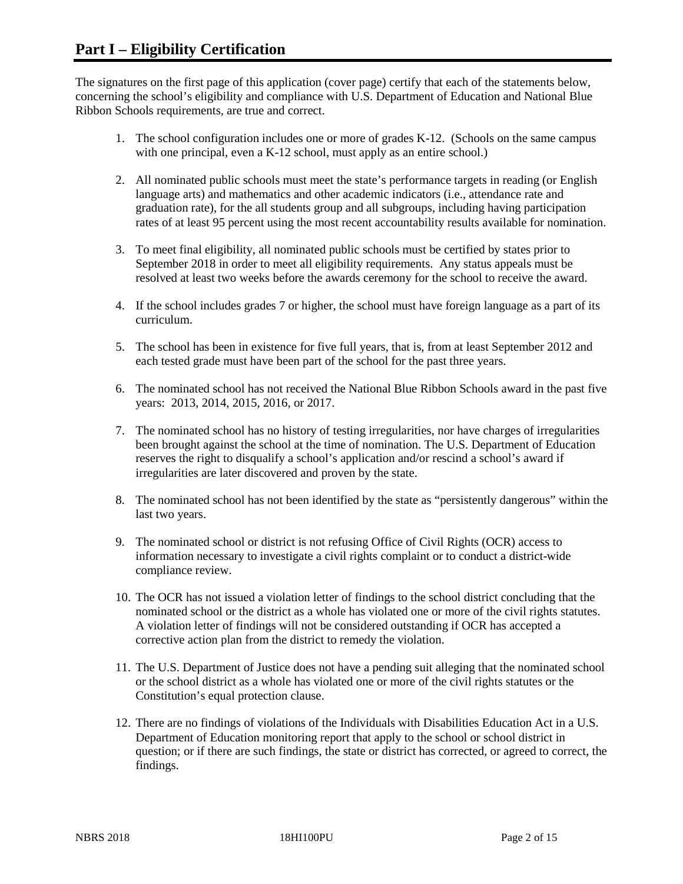# Part I – Eligibility Certification

The signatures on the first page of this application (cover page) certify that each of the statements below, concerning the school's eligibility and compliance with U.S. Department of Education and National Blue Ribbon Schools requirements, are true and correct.

1. The school configuration includes one or more of grades K-12. (Schools on the same campus with one principal, even a K-12 school, must apply as an entire school.)
2. All nominated public schools must meet the state's performance targets in reading (or English language arts) and mathematics and other academic indicators (i.e., attendance rate and graduation rate), for the all students group and all subgroups, including having participation rates of at least 95 percent using the most recent accountability results available for nomination.
3. To meet final eligibility, all nominated public schools must be certified by states prior to September 2018 in order to meet all eligibility requirements. Any status appeals must be resolved at least two weeks before the awards ceremony for the school to receive the award.
4. If the school includes grades 7 or higher, the school must have foreign language as a part of its curriculum.
5. The school has been in existence for five full years, that is, from at least September 2012 and each tested grade must have been part of the school for the past three years.
6. The nominated school has not received the National Blue Ribbon Schools award in the past five years: 2013, 2014, 2015, 2016, or 2017.
7. The nominated school has no history of testing irregularities, nor have charges of irregularities been brought against the school at the time of nomination. The U.S. Department of Education reserves the right to disqualify a school's application and/or rescind a school's award if irregularities are later discovered and proven by the state.
8. The nominated school has not been identified by the state as "persistently dangerous" within the last two years.
9. The nominated school or district is not refusing Office of Civil Rights (OCR) access to information necessary to investigate a civil rights complaint or to conduct a district-wide compliance review.
10. The OCR has not issued a violation letter of findings to the school district concluding that the nominated school or the district as a whole has violated one or more of the civil rights statutes. A violation letter of findings will not be considered outstanding if OCR has accepted a corrective action plan from the district to remedy the violation.
11. The U.S. Department of Justice does not have a pending suit alleging that the nominated school or the school district as a whole has violated one or more of the civil rights statutes or the Constitution's equal protection clause.
12. There are no findings of violations of the Individuals with Disabilities Education Act in a U.S. Department of Education monitoring report that apply to the school or school district in question; or if there are such findings, the state or district has corrected, or agreed to correct, the findings.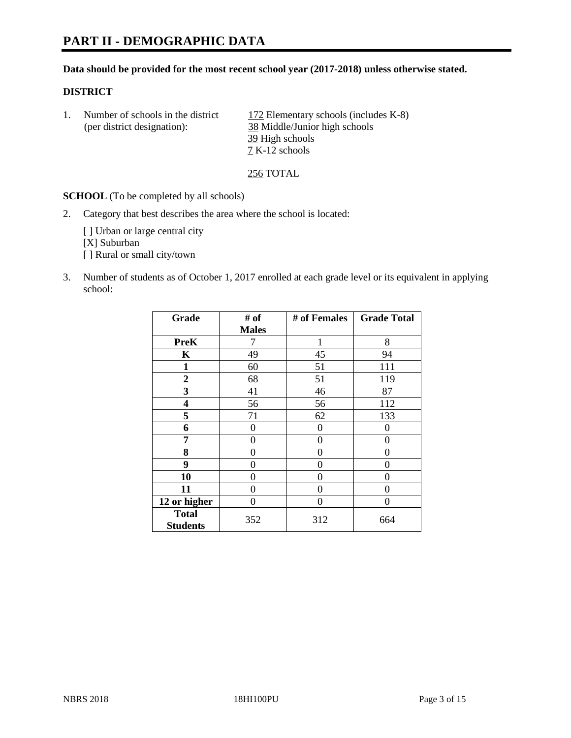# PART II - DEMOGRAPHIC DATA

**Data should be provided for the most recent school year (2017-2018) unless otherwise stated.**

## DISTRICT

1. Number of schools in the district (per district designation):
   - 172 Elementary schools (includes K-8)
   - 38 Middle/Junior high schools
   - 39 High schools
   - 7 K-12 schools

   256 TOTAL

**SCHOOL** (To be completed by all schools)

2. Category that best describes the area where the school is located:

   [ ] Urban or large central city
   [X] Suburban
   [ ] Rural or small city/town

3. Number of students as of October 1, 2017 enrolled at each grade level or its equivalent in applying school:

| Grade | # of Males | # of Females | Grade Total |
|---|---|---|---|
| PreK | 7 | 1 | 8 |
| K | 49 | 45 | 94 |
| 1 | 60 | 51 | 111 |
| 2 | 68 | 51 | 119 |
| 3 | 41 | 46 | 87 |
| 4 | 56 | 56 | 112 |
| 5 | 71 | 62 | 133 |
| 6 | 0 | 0 | 0 |
| 7 | 0 | 0 | 0 |
| 8 | 0 | 0 | 0 |
| 9 | 0 | 0 | 0 |
| 10 | 0 | 0 | 0 |
| 11 | 0 | 0 | 0 |
| 12 or higher | 0 | 0 | 0 |
| Total Students | 352 | 312 | 664 |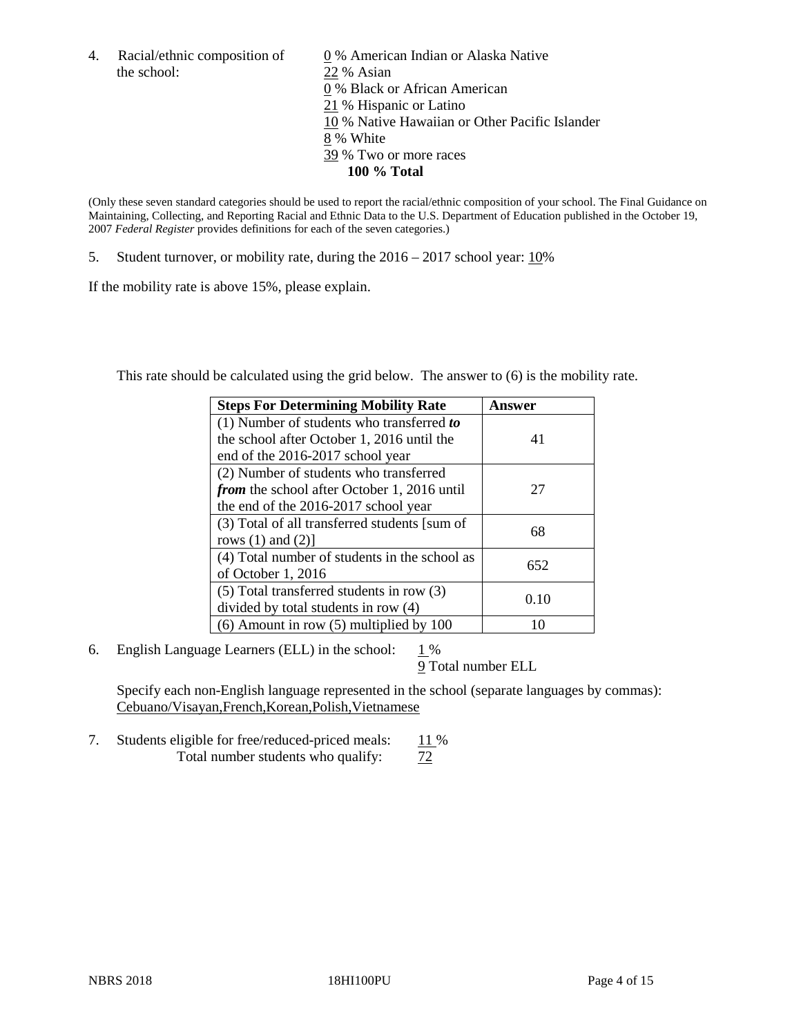4. Racial/ethnic composition of the school:

0 % American Indian or Alaska Native
22 % Asian
0 % Black or African American
21 % Hispanic or Latino
10 % Native Hawaiian or Other Pacific Islander
8 % White
39 % Two or more races
**100 % Total**

(Only these seven standard categories should be used to report the racial/ethnic composition of your school. The Final Guidance on Maintaining, Collecting, and Reporting Racial and Ethnic Data to the U.S. Department of Education published in the October 19, 2007 *Federal Register* provides definitions for each of the seven categories.)

5. Student turnover, or mobility rate, during the 2016 – 2017 school year: 10%

If the mobility rate is above 15%, please explain.

This rate should be calculated using the grid below. The answer to (6) is the mobility rate.

| Steps For Determining Mobility Rate | Answer |
|---|---|
| (1) Number of students who transferred ***to*** the school after October 1, 2016 until the end of the 2016-2017 school year | 41 |
| (2) Number of students who transferred ***from*** the school after October 1, 2016 until the end of the 2016-2017 school year | 27 |
| (3) Total of all transferred students [sum of rows (1) and (2)] | 68 |
| (4) Total number of students in the school as of October 1, 2016 | 652 |
| (5) Total transferred students in row (3) divided by total students in row (4) | 0.10 |
| (6) Amount in row (5) multiplied by 100 | 10 |

6. English Language Learners (ELL) in the school: 1 %
   9 Total number ELL

   Specify each non-English language represented in the school (separate languages by commas): Cebuano/Visayan,French,Korean,Polish,Vietnamese

7. Students eligible for free/reduced-priced meals: 11 %
   Total number students who qualify: 72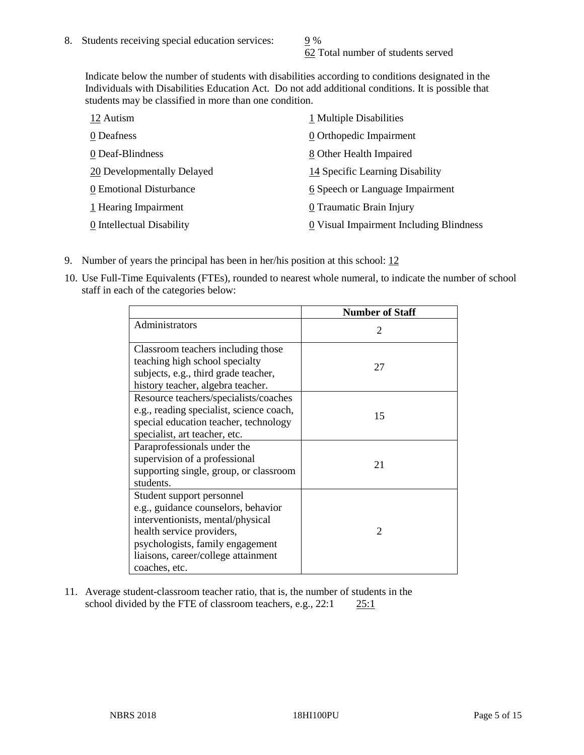8. Students receiving special education services: 9 %
   62 Total number of students served

   Indicate below the number of students with disabilities according to conditions designated in the Individuals with Disabilities Education Act. Do not add additional conditions. It is possible that students may be classified in more than one condition.

   12 Autism
   0 Deafness
   0 Deaf-Blindness
   20 Developmentally Delayed
   0 Emotional Disturbance
   1 Hearing Impairment
   0 Intellectual Disability
   1 Multiple Disabilities
   0 Orthopedic Impairment
   8 Other Health Impaired
   14 Specific Learning Disability
   6 Speech or Language Impairment
   0 Traumatic Brain Injury
   0 Visual Impairment Including Blindness

9. Number of years the principal has been in her/his position at this school: 12

10. Use Full-Time Equivalents (FTEs), rounded to nearest whole numeral, to indicate the number of school staff in each of the categories below:

| | Number of Staff |
|---|---|
| Administrators | 2 |
| Classroom teachers including those teaching high school specialty subjects, e.g., third grade teacher, history teacher, algebra teacher. | 27 |
| Resource teachers/specialists/coaches e.g., reading specialist, science coach, special education teacher, technology specialist, art teacher, etc. | 15 |
| Paraprofessionals under the supervision of a professional supporting single, group, or classroom students. | 21 |
| Student support personnel e.g., guidance counselors, behavior interventionists, mental/physical health service providers, psychologists, family engagement liaisons, career/college attainment coaches, etc. | 2 |

11. Average student-classroom teacher ratio, that is, the number of students in the school divided by the FTE of classroom teachers, e.g., 22:1 25:1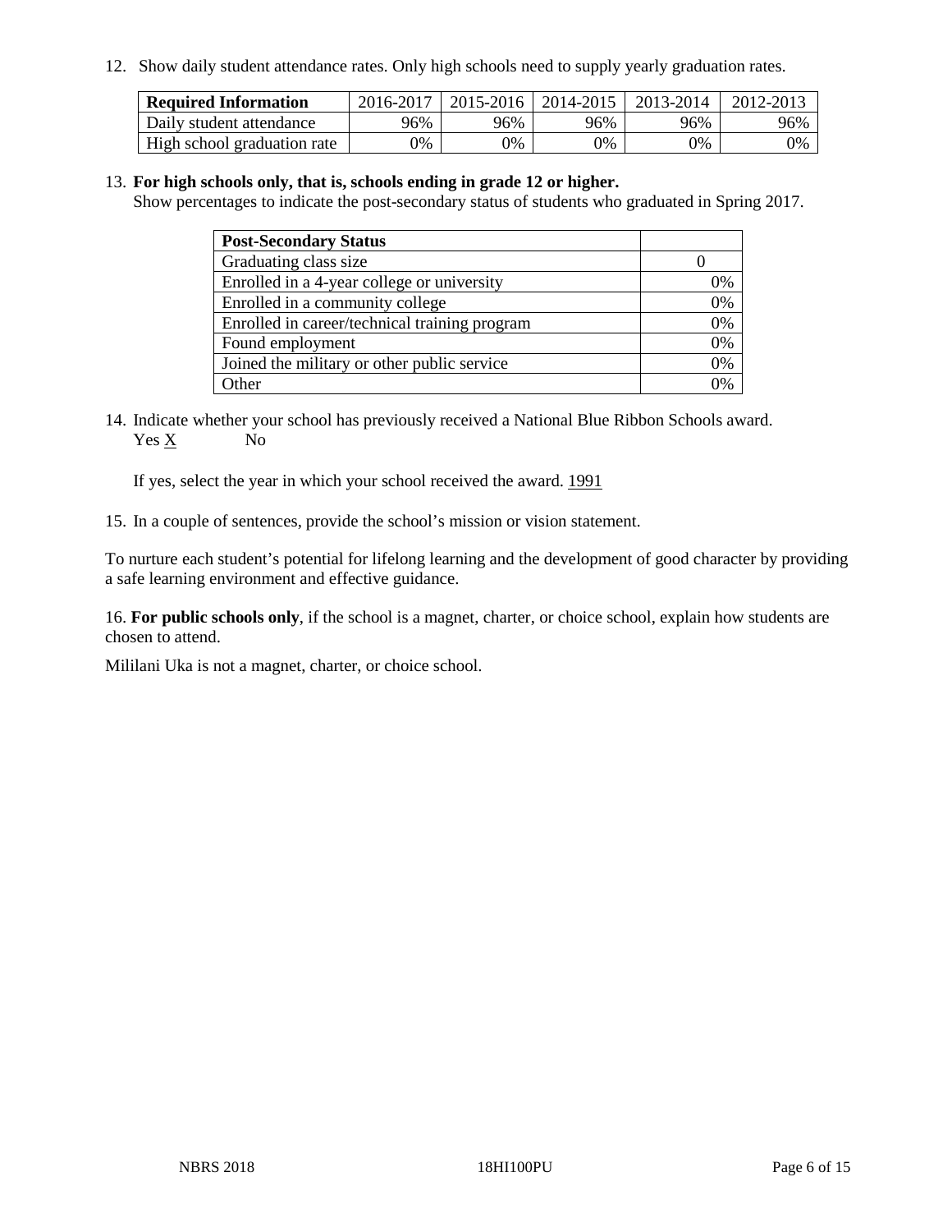12. Show daily student attendance rates. Only high schools need to supply yearly graduation rates.

| Required Information | 2016-2017 | 2015-2016 | 2014-2015 | 2013-2014 | 2012-2013 |
|---|---|---|---|---|---|
| Daily student attendance | 96% | 96% | 96% | 96% | 96% |
| High school graduation rate | 0% | 0% | 0% | 0% | 0% |

13. **For high schools only, that is, schools ending in grade 12 or higher.**
Show percentages to indicate the post-secondary status of students who graduated in Spring 2017.

| Post-Secondary Status | |
|---|---|
| Graduating class size | 0 |
| Enrolled in a 4-year college or university | 0% |
| Enrolled in a community college | 0% |
| Enrolled in career/technical training program | 0% |
| Found employment | 0% |
| Joined the military or other public service | 0% |
| Other | 0% |

14. Indicate whether your school has previously received a National Blue Ribbon Schools award.
Yes X No

If yes, select the year in which your school received the award. 1991

15. In a couple of sentences, provide the school's mission or vision statement.

To nurture each student's potential for lifelong learning and the development of good character by providing a safe learning environment and effective guidance.

16. **For public schools only**, if the school is a magnet, charter, or choice school, explain how students are chosen to attend.

Mililani Uka is not a magnet, charter, or choice school.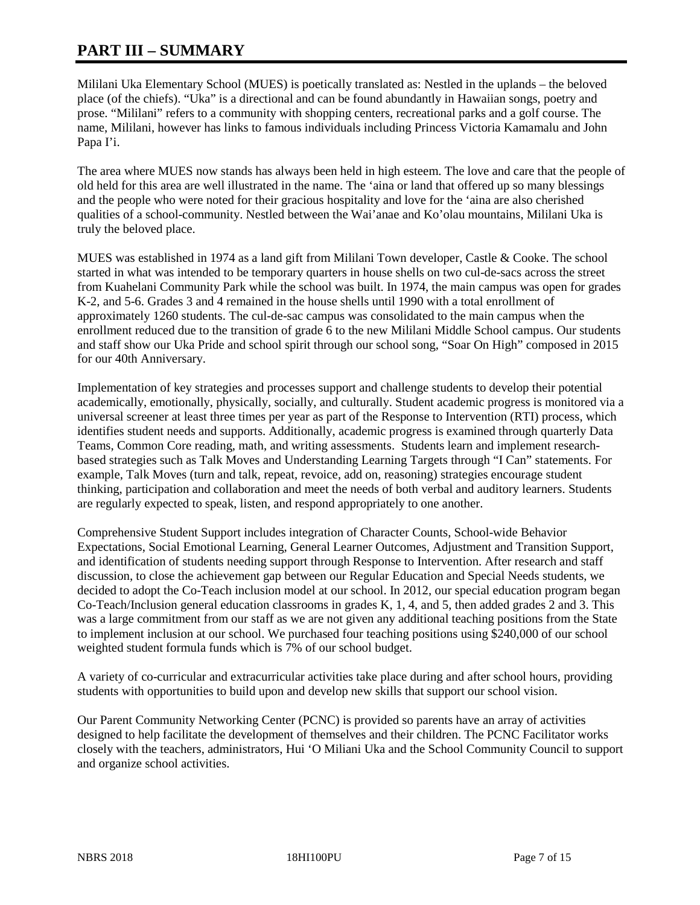# PART III – SUMMARY

Mililani Uka Elementary School (MUES) is poetically translated as: Nestled in the uplands – the beloved place (of the chiefs). "Uka" is a directional and can be found abundantly in Hawaiian songs, poetry and prose. "Mililani" refers to a community with shopping centers, recreational parks and a golf course. The name, Mililani, however has links to famous individuals including Princess Victoria Kamamalu and John Papa I'i.

The area where MUES now stands has always been held in high esteem. The love and care that the people of old held for this area are well illustrated in the name. The 'aina or land that offered up so many blessings and the people who were noted for their gracious hospitality and love for the 'aina are also cherished qualities of a school-community. Nestled between the Wai'anae and Ko'olau mountains, Mililani Uka is truly the beloved place.

MUES was established in 1974 as a land gift from Mililani Town developer, Castle & Cooke. The school started in what was intended to be temporary quarters in house shells on two cul-de-sacs across the street from Kuahelani Community Park while the school was built. In 1974, the main campus was open for grades K-2, and 5-6. Grades 3 and 4 remained in the house shells until 1990 with a total enrollment of approximately 1260 students. The cul-de-sac campus was consolidated to the main campus when the enrollment reduced due to the transition of grade 6 to the new Mililani Middle School campus. Our students and staff show our Uka Pride and school spirit through our school song, "Soar On High" composed in 2015 for our 40th Anniversary.

Implementation of key strategies and processes support and challenge students to develop their potential academically, emotionally, physically, socially, and culturally. Student academic progress is monitored via a universal screener at least three times per year as part of the Response to Intervention (RTI) process, which identifies student needs and supports. Additionally, academic progress is examined through quarterly Data Teams, Common Core reading, math, and writing assessments. Students learn and implement research-based strategies such as Talk Moves and Understanding Learning Targets through "I Can" statements. For example, Talk Moves (turn and talk, repeat, revoice, add on, reasoning) strategies encourage student thinking, participation and collaboration and meet the needs of both verbal and auditory learners. Students are regularly expected to speak, listen, and respond appropriately to one another.

Comprehensive Student Support includes integration of Character Counts, School-wide Behavior Expectations, Social Emotional Learning, General Learner Outcomes, Adjustment and Transition Support, and identification of students needing support through Response to Intervention. After research and staff discussion, to close the achievement gap between our Regular Education and Special Needs students, we decided to adopt the Co-Teach inclusion model at our school. In 2012, our special education program began Co-Teach/Inclusion general education classrooms in grades K, 1, 4, and 5, then added grades 2 and 3. This was a large commitment from our staff as we are not given any additional teaching positions from the State to implement inclusion at our school. We purchased four teaching positions using $240,000 of our school weighted student formula funds which is 7% of our school budget.

A variety of co-curricular and extracurricular activities take place during and after school hours, providing students with opportunities to build upon and develop new skills that support our school vision.

Our Parent Community Networking Center (PCNC) is provided so parents have an array of activities designed to help facilitate the development of themselves and their children. The PCNC Facilitator works closely with the teachers, administrators, Hui 'O Miliani Uka and the School Community Council to support and organize school activities.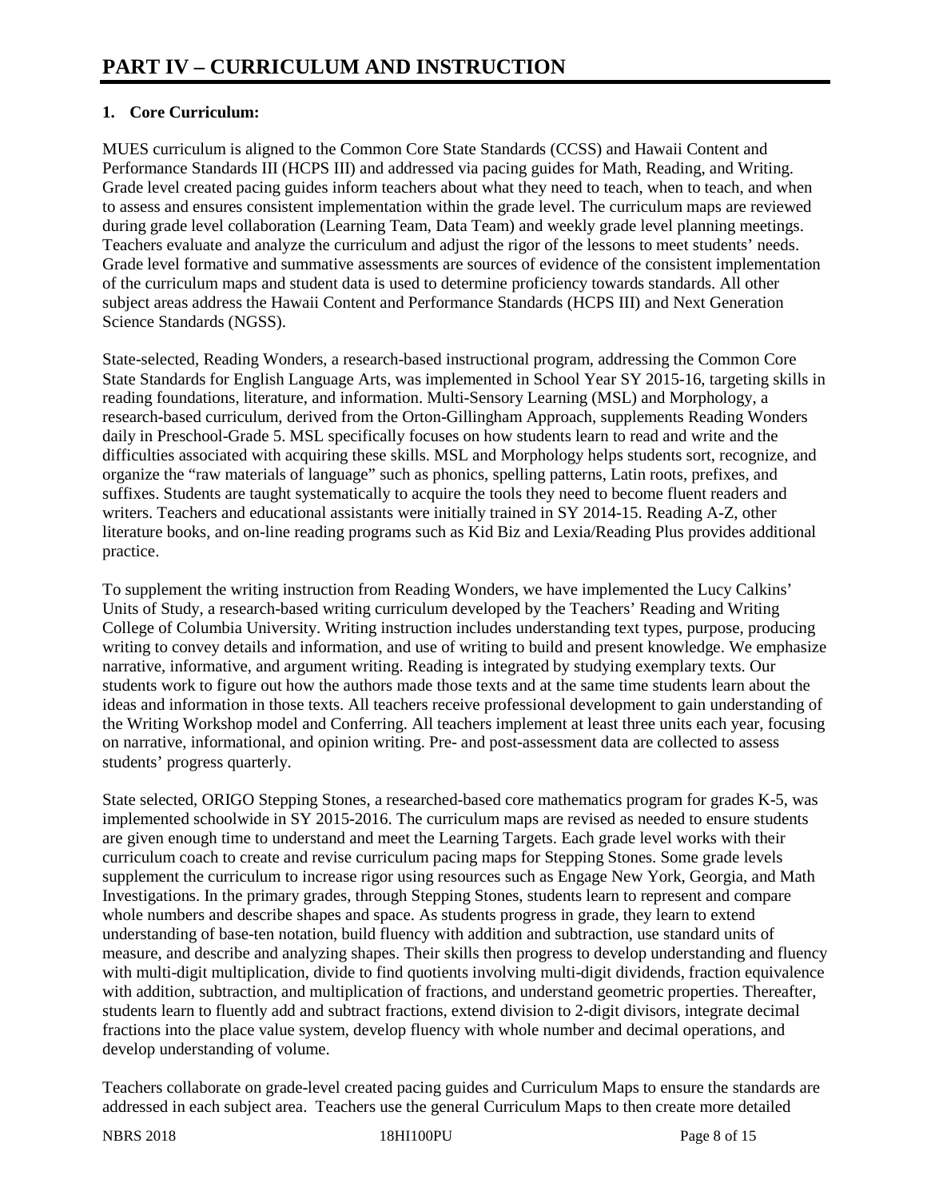# PART IV – CURRICULUM AND INSTRUCTION

**1. Core Curriculum:**

MUES curriculum is aligned to the Common Core State Standards (CCSS) and Hawaii Content and Performance Standards III (HCPS III) and addressed via pacing guides for Math, Reading, and Writing. Grade level created pacing guides inform teachers about what they need to teach, when to teach, and when to assess and ensures consistent implementation within the grade level. The curriculum maps are reviewed during grade level collaboration (Learning Team, Data Team) and weekly grade level planning meetings. Teachers evaluate and analyze the curriculum and adjust the rigor of the lessons to meet students' needs. Grade level formative and summative assessments are sources of evidence of the consistent implementation of the curriculum maps and student data is used to determine proficiency towards standards. All other subject areas address the Hawaii Content and Performance Standards (HCPS III) and Next Generation Science Standards (NGSS).

State-selected, Reading Wonders, a research-based instructional program, addressing the Common Core State Standards for English Language Arts, was implemented in School Year SY 2015-16, targeting skills in reading foundations, literature, and information. Multi-Sensory Learning (MSL) and Morphology, a research-based curriculum, derived from the Orton-Gillingham Approach, supplements Reading Wonders daily in Preschool-Grade 5. MSL specifically focuses on how students learn to read and write and the difficulties associated with acquiring these skills. MSL and Morphology helps students sort, recognize, and organize the "raw materials of language" such as phonics, spelling patterns, Latin roots, prefixes, and suffixes. Students are taught systematically to acquire the tools they need to become fluent readers and writers. Teachers and educational assistants were initially trained in SY 2014-15. Reading A-Z, other literature books, and on-line reading programs such as Kid Biz and Lexia/Reading Plus provides additional practice.

To supplement the writing instruction from Reading Wonders, we have implemented the Lucy Calkins' Units of Study, a research-based writing curriculum developed by the Teachers' Reading and Writing College of Columbia University. Writing instruction includes understanding text types, purpose, producing writing to convey details and information, and use of writing to build and present knowledge. We emphasize narrative, informative, and argument writing. Reading is integrated by studying exemplary texts. Our students work to figure out how the authors made those texts and at the same time students learn about the ideas and information in those texts. All teachers receive professional development to gain understanding of the Writing Workshop model and Conferring. All teachers implement at least three units each year, focusing on narrative, informational, and opinion writing. Pre- and post-assessment data are collected to assess students' progress quarterly.

State selected, ORIGO Stepping Stones, a researched-based core mathematics program for grades K-5, was implemented schoolwide in SY 2015-2016. The curriculum maps are revised as needed to ensure students are given enough time to understand and meet the Learning Targets. Each grade level works with their curriculum coach to create and revise curriculum pacing maps for Stepping Stones. Some grade levels supplement the curriculum to increase rigor using resources such as Engage New York, Georgia, and Math Investigations. In the primary grades, through Stepping Stones, students learn to represent and compare whole numbers and describe shapes and space. As students progress in grade, they learn to extend understanding of base-ten notation, build fluency with addition and subtraction, use standard units of measure, and describe and analyzing shapes. Their skills then progress to develop understanding and fluency with multi-digit multiplication, divide to find quotients involving multi-digit dividends, fraction equivalence with addition, subtraction, and multiplication of fractions, and understand geometric properties. Thereafter, students learn to fluently add and subtract fractions, extend division to 2-digit divisors, integrate decimal fractions into the place value system, develop fluency with whole number and decimal operations, and develop understanding of volume.

Teachers collaborate on grade-level created pacing guides and Curriculum Maps to ensure the standards are addressed in each subject area. Teachers use the general Curriculum Maps to then create more detailed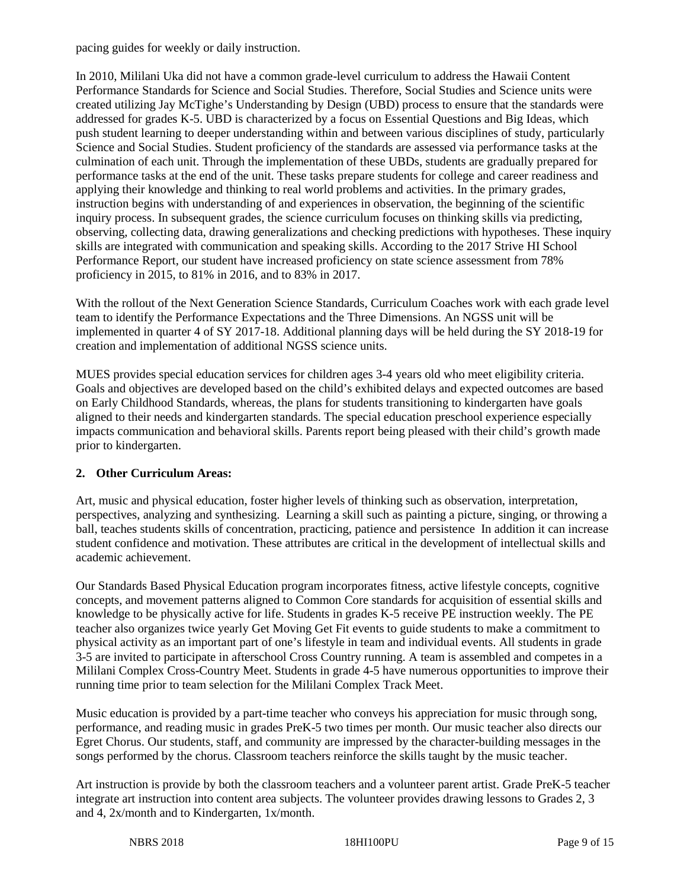pacing guides for weekly or daily instruction.

In 2010, Mililani Uka did not have a common grade-level curriculum to address the Hawaii Content Performance Standards for Science and Social Studies. Therefore, Social Studies and Science units were created utilizing Jay McTighe's Understanding by Design (UBD) process to ensure that the standards were addressed for grades K-5. UBD is characterized by a focus on Essential Questions and Big Ideas, which push student learning to deeper understanding within and between various disciplines of study, particularly Science and Social Studies. Student proficiency of the standards are assessed via performance tasks at the culmination of each unit. Through the implementation of these UBDs, students are gradually prepared for performance tasks at the end of the unit. These tasks prepare students for college and career readiness and applying their knowledge and thinking to real world problems and activities. In the primary grades, instruction begins with understanding of and experiences in observation, the beginning of the scientific inquiry process. In subsequent grades, the science curriculum focuses on thinking skills via predicting, observing, collecting data, drawing generalizations and checking predictions with hypotheses. These inquiry skills are integrated with communication and speaking skills. According to the 2017 Strive HI School Performance Report, our student have increased proficiency on state science assessment from 78% proficiency in 2015, to 81% in 2016, and to 83% in 2017.

With the rollout of the Next Generation Science Standards, Curriculum Coaches work with each grade level team to identify the Performance Expectations and the Three Dimensions. An NGSS unit will be implemented in quarter 4 of SY 2017-18. Additional planning days will be held during the SY 2018-19 for creation and implementation of additional NGSS science units.

MUES provides special education services for children ages 3-4 years old who meet eligibility criteria. Goals and objectives are developed based on the child's exhibited delays and expected outcomes are based on Early Childhood Standards, whereas, the plans for students transitioning to kindergarten have goals aligned to their needs and kindergarten standards. The special education preschool experience especially impacts communication and behavioral skills. Parents report being pleased with their child's growth made prior to kindergarten.

**2. Other Curriculum Areas:**

Art, music and physical education, foster higher levels of thinking such as observation, interpretation, perspectives, analyzing and synthesizing. Learning a skill such as painting a picture, singing, or throwing a ball, teaches students skills of concentration, practicing, patience and persistence In addition it can increase student confidence and motivation. These attributes are critical in the development of intellectual skills and academic achievement.

Our Standards Based Physical Education program incorporates fitness, active lifestyle concepts, cognitive concepts, and movement patterns aligned to Common Core standards for acquisition of essential skills and knowledge to be physically active for life. Students in grades K-5 receive PE instruction weekly. The PE teacher also organizes twice yearly Get Moving Get Fit events to guide students to make a commitment to physical activity as an important part of one's lifestyle in team and individual events. All students in grade 3-5 are invited to participate in afterschool Cross Country running. A team is assembled and competes in a Mililani Complex Cross-Country Meet. Students in grade 4-5 have numerous opportunities to improve their running time prior to team selection for the Mililani Complex Track Meet.

Music education is provided by a part-time teacher who conveys his appreciation for music through song, performance, and reading music in grades PreK-5 two times per month. Our music teacher also directs our Egret Chorus. Our students, staff, and community are impressed by the character-building messages in the songs performed by the chorus. Classroom teachers reinforce the skills taught by the music teacher.

Art instruction is provide by both the classroom teachers and a volunteer parent artist. Grade PreK-5 teacher integrate art instruction into content area subjects. The volunteer provides drawing lessons to Grades 2, 3 and 4, 2x/month and to Kindergarten, 1x/month.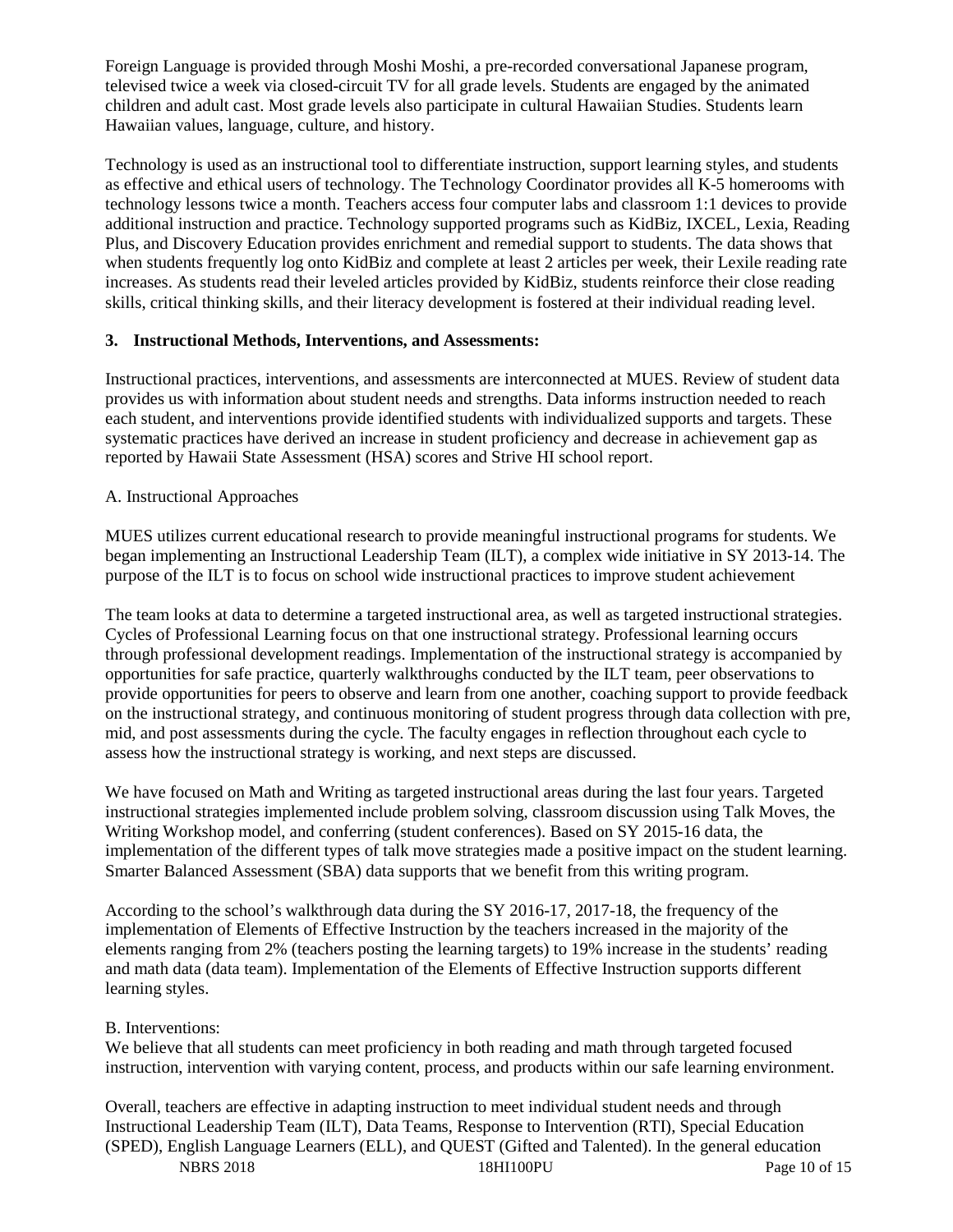Foreign Language is provided through Moshi Moshi, a pre-recorded conversational Japanese program, televised twice a week via closed-circuit TV for all grade levels. Students are engaged by the animated children and adult cast. Most grade levels also participate in cultural Hawaiian Studies. Students learn Hawaiian values, language, culture, and history.

Technology is used as an instructional tool to differentiate instruction, support learning styles, and students as effective and ethical users of technology. The Technology Coordinator provides all K-5 homerooms with technology lessons twice a month. Teachers access four computer labs and classroom 1:1 devices to provide additional instruction and practice. Technology supported programs such as KidBiz, IXCEL, Lexia, Reading Plus, and Discovery Education provides enrichment and remedial support to students. The data shows that when students frequently log onto KidBiz and complete at least 2 articles per week, their Lexile reading rate increases. As students read their leveled articles provided by KidBiz, students reinforce their close reading skills, critical thinking skills, and their literacy development is fostered at their individual reading level.

**3. Instructional Methods, Interventions, and Assessments:**

Instructional practices, interventions, and assessments are interconnected at MUES. Review of student data provides us with information about student needs and strengths. Data informs instruction needed to reach each student, and interventions provide identified students with individualized supports and targets. These systematic practices have derived an increase in student proficiency and decrease in achievement gap as reported by Hawaii State Assessment (HSA) scores and Strive HI school report.

A. Instructional Approaches

MUES utilizes current educational research to provide meaningful instructional programs for students. We began implementing an Instructional Leadership Team (ILT), a complex wide initiative in SY 2013-14. The purpose of the ILT is to focus on school wide instructional practices to improve student achievement

The team looks at data to determine a targeted instructional area, as well as targeted instructional strategies. Cycles of Professional Learning focus on that one instructional strategy. Professional learning occurs through professional development readings. Implementation of the instructional strategy is accompanied by opportunities for safe practice, quarterly walkthroughs conducted by the ILT team, peer observations to provide opportunities for peers to observe and learn from one another, coaching support to provide feedback on the instructional strategy, and continuous monitoring of student progress through data collection with pre, mid, and post assessments during the cycle. The faculty engages in reflection throughout each cycle to assess how the instructional strategy is working, and next steps are discussed.

We have focused on Math and Writing as targeted instructional areas during the last four years. Targeted instructional strategies implemented include problem solving, classroom discussion using Talk Moves, the Writing Workshop model, and conferring (student conferences). Based on SY 2015-16 data, the implementation of the different types of talk move strategies made a positive impact on the student learning. Smarter Balanced Assessment (SBA) data supports that we benefit from this writing program.

According to the school's walkthrough data during the SY 2016-17, 2017-18, the frequency of the implementation of Elements of Effective Instruction by the teachers increased in the majority of the elements ranging from 2% (teachers posting the learning targets) to 19% increase in the students' reading and math data (data team). Implementation of the Elements of Effective Instruction supports different learning styles.

B. Interventions:

We believe that all students can meet proficiency in both reading and math through targeted focused instruction, intervention with varying content, process, and products within our safe learning environment.

Overall, teachers are effective in adapting instruction to meet individual student needs and through Instructional Leadership Team (ILT), Data Teams, Response to Intervention (RTI), Special Education (SPED), English Language Learners (ELL), and QUEST (Gifted and Talented). In the general education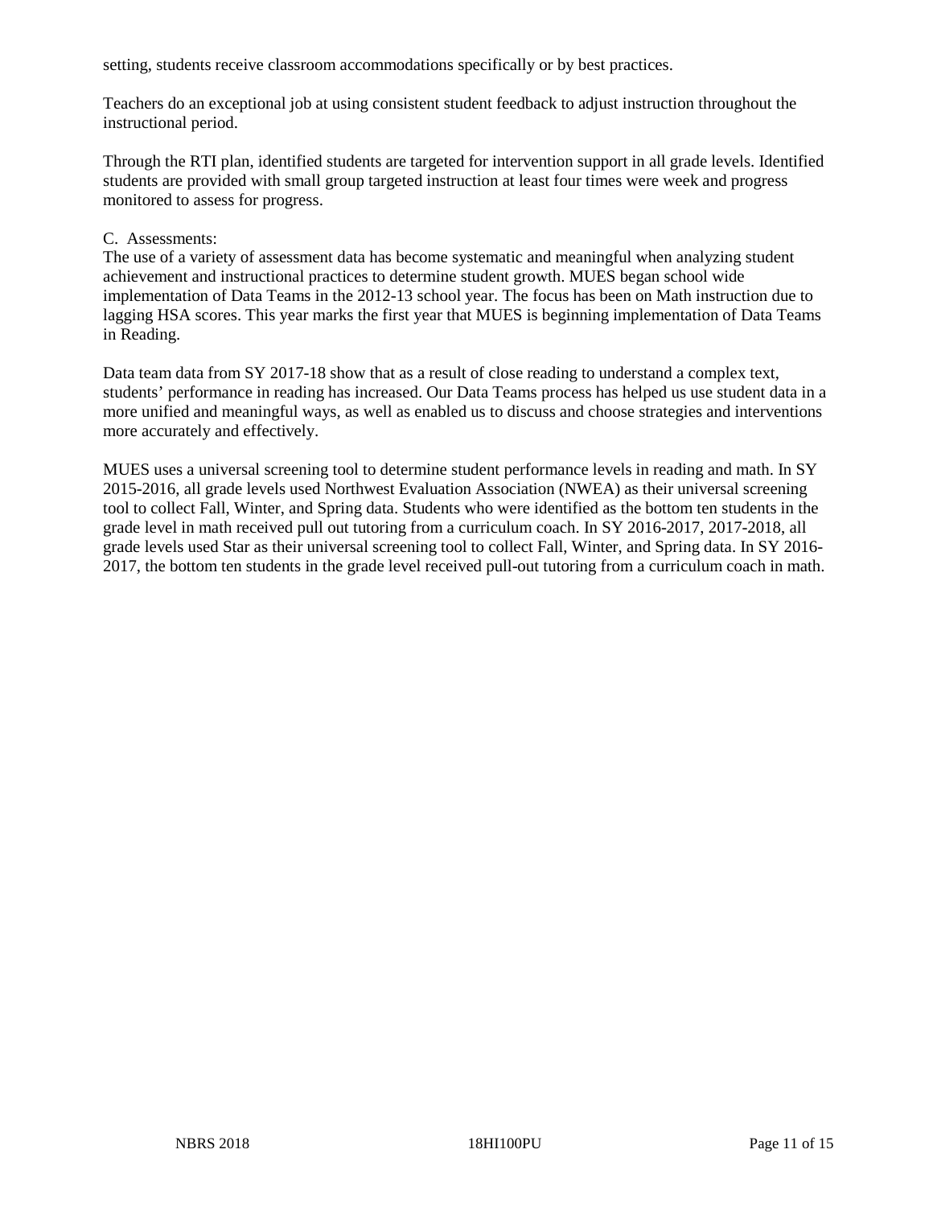setting, students receive classroom accommodations specifically or by best practices.

Teachers do an exceptional job at using consistent student feedback to adjust instruction throughout the instructional period.

Through the RTI plan, identified students are targeted for intervention support in all grade levels. Identified students are provided with small group targeted instruction at least four times were week and progress monitored to assess for progress.

C. Assessments:

The use of a variety of assessment data has become systematic and meaningful when analyzing student achievement and instructional practices to determine student growth. MUES began school wide implementation of Data Teams in the 2012-13 school year. The focus has been on Math instruction due to lagging HSA scores. This year marks the first year that MUES is beginning implementation of Data Teams in Reading.

Data team data from SY 2017-18 show that as a result of close reading to understand a complex text, students' performance in reading has increased. Our Data Teams process has helped us use student data in a more unified and meaningful ways, as well as enabled us to discuss and choose strategies and interventions more accurately and effectively.

MUES uses a universal screening tool to determine student performance levels in reading and math. In SY 2015-2016, all grade levels used Northwest Evaluation Association (NWEA) as their universal screening tool to collect Fall, Winter, and Spring data. Students who were identified as the bottom ten students in the grade level in math received pull out tutoring from a curriculum coach. In SY 2016-2017, 2017-2018, all grade levels used Star as their universal screening tool to collect Fall, Winter, and Spring data. In SY 2016-2017, the bottom ten students in the grade level received pull-out tutoring from a curriculum coach in math.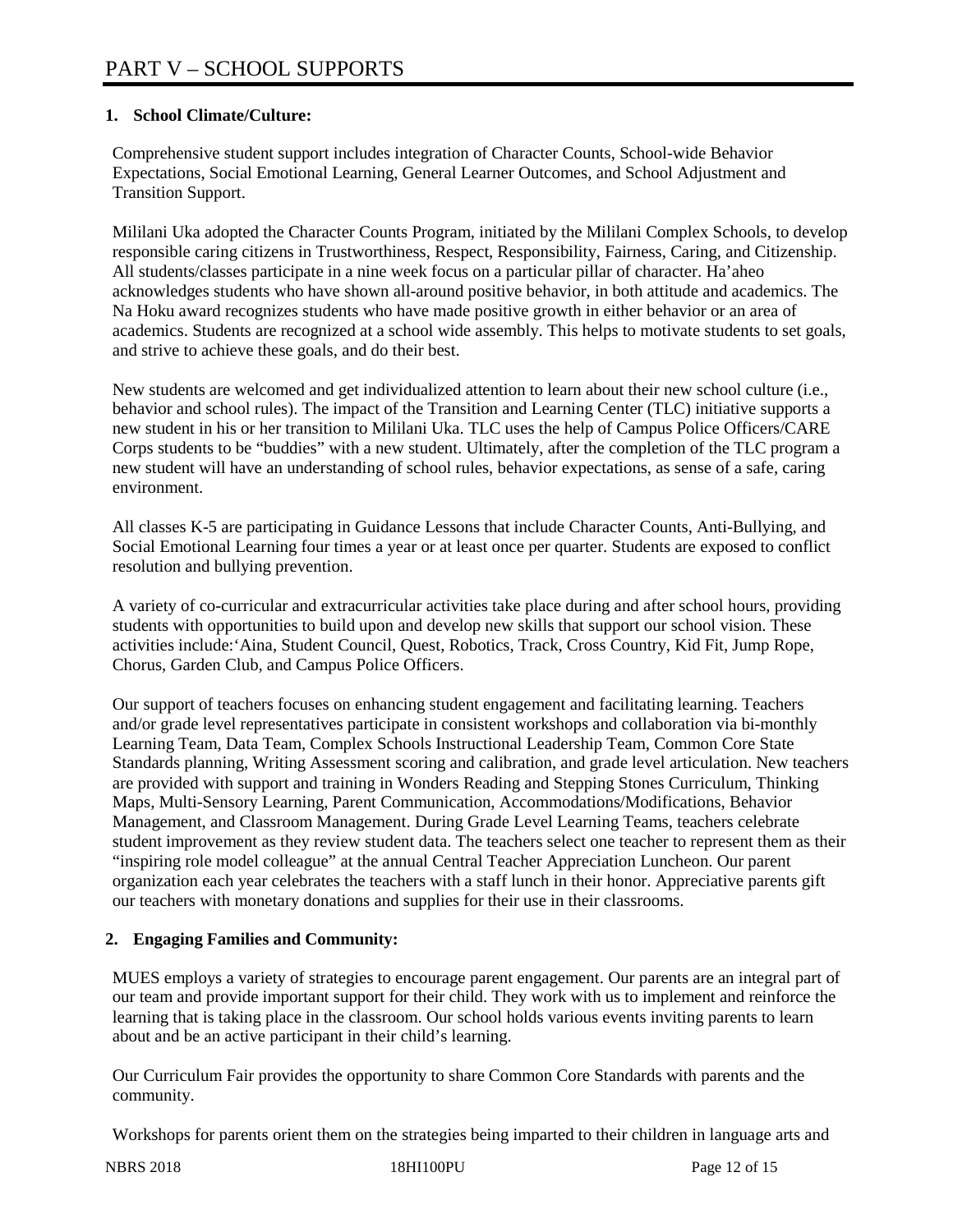# PART V – SCHOOL SUPPORTS

**1. School Climate/Culture:**

Comprehensive student support includes integration of Character Counts, School-wide Behavior Expectations, Social Emotional Learning, General Learner Outcomes, and School Adjustment and Transition Support.

Mililani Uka adopted the Character Counts Program, initiated by the Mililani Complex Schools, to develop responsible caring citizens in Trustworthiness, Respect, Responsibility, Fairness, Caring, and Citizenship. All students/classes participate in a nine week focus on a particular pillar of character. Ha'aheo acknowledges students who have shown all-around positive behavior, in both attitude and academics. The Na Hoku award recognizes students who have made positive growth in either behavior or an area of academics. Students are recognized at a school wide assembly. This helps to motivate students to set goals, and strive to achieve these goals, and do their best.

New students are welcomed and get individualized attention to learn about their new school culture (i.e., behavior and school rules). The impact of the Transition and Learning Center (TLC) initiative supports a new student in his or her transition to Mililani Uka. TLC uses the help of Campus Police Officers/CARE Corps students to be "buddies" with a new student. Ultimately, after the completion of the TLC program a new student will have an understanding of school rules, behavior expectations, as sense of a safe, caring environment.

All classes K-5 are participating in Guidance Lessons that include Character Counts, Anti-Bullying, and Social Emotional Learning four times a year or at least once per quarter. Students are exposed to conflict resolution and bullying prevention.

A variety of co-curricular and extracurricular activities take place during and after school hours, providing students with opportunities to build upon and develop new skills that support our school vision. These activities include:'Aina, Student Council, Quest, Robotics, Track, Cross Country, Kid Fit, Jump Rope, Chorus, Garden Club, and Campus Police Officers.

Our support of teachers focuses on enhancing student engagement and facilitating learning. Teachers and/or grade level representatives participate in consistent workshops and collaboration via bi-monthly Learning Team, Data Team, Complex Schools Instructional Leadership Team, Common Core State Standards planning, Writing Assessment scoring and calibration, and grade level articulation. New teachers are provided with support and training in Wonders Reading and Stepping Stones Curriculum, Thinking Maps, Multi-Sensory Learning, Parent Communication, Accommodations/Modifications, Behavior Management, and Classroom Management. During Grade Level Learning Teams, teachers celebrate student improvement as they review student data. The teachers select one teacher to represent them as their "inspiring role model colleague" at the annual Central Teacher Appreciation Luncheon. Our parent organization each year celebrates the teachers with a staff lunch in their honor. Appreciative parents gift our teachers with monetary donations and supplies for their use in their classrooms.

**2. Engaging Families and Community:**

MUES employs a variety of strategies to encourage parent engagement. Our parents are an integral part of our team and provide important support for their child. They work with us to implement and reinforce the learning that is taking place in the classroom. Our school holds various events inviting parents to learn about and be an active participant in their child's learning.

Our Curriculum Fair provides the opportunity to share Common Core Standards with parents and the community.

Workshops for parents orient them on the strategies being imparted to their children in language arts and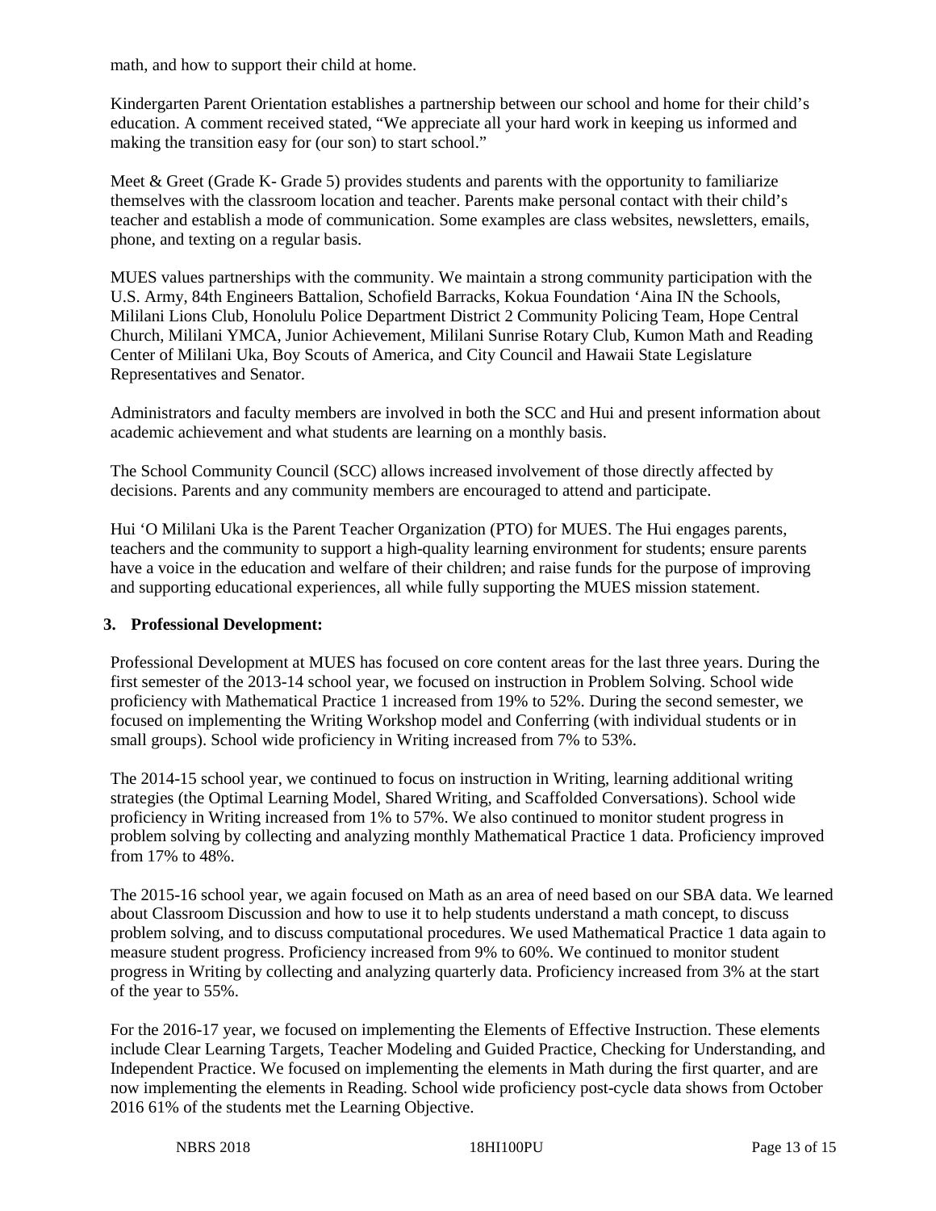math, and how to support their child at home.

Kindergarten Parent Orientation establishes a partnership between our school and home for their child's education. A comment received stated, "We appreciate all your hard work in keeping us informed and making the transition easy for (our son) to start school."

Meet & Greet (Grade K- Grade 5) provides students and parents with the opportunity to familiarize themselves with the classroom location and teacher. Parents make personal contact with their child's teacher and establish a mode of communication. Some examples are class websites, newsletters, emails, phone, and texting on a regular basis.

MUES values partnerships with the community. We maintain a strong community participation with the U.S. Army, 84th Engineers Battalion, Schofield Barracks, Kokua Foundation 'Aina IN the Schools, Mililani Lions Club, Honolulu Police Department District 2 Community Policing Team, Hope Central Church, Mililani YMCA, Junior Achievement, Mililani Sunrise Rotary Club, Kumon Math and Reading Center of Mililani Uka, Boy Scouts of America, and City Council and Hawaii State Legislature Representatives and Senator.

Administrators and faculty members are involved in both the SCC and Hui and present information about academic achievement and what students are learning on a monthly basis.

The School Community Council (SCC) allows increased involvement of those directly affected by decisions. Parents and any community members are encouraged to attend and participate.

Hui 'O Mililani Uka is the Parent Teacher Organization (PTO) for MUES. The Hui engages parents, teachers and the community to support a high-quality learning environment for students; ensure parents have a voice in the education and welfare of their children; and raise funds for the purpose of improving and supporting educational experiences, all while fully supporting the MUES mission statement.

**3. Professional Development:**

Professional Development at MUES has focused on core content areas for the last three years. During the first semester of the 2013-14 school year, we focused on instruction in Problem Solving. School wide proficiency with Mathematical Practice 1 increased from 19% to 52%. During the second semester, we focused on implementing the Writing Workshop model and Conferring (with individual students or in small groups). School wide proficiency in Writing increased from 7% to 53%.

The 2014-15 school year, we continued to focus on instruction in Writing, learning additional writing strategies (the Optimal Learning Model, Shared Writing, and Scaffolded Conversations). School wide proficiency in Writing increased from 1% to 57%. We also continued to monitor student progress in problem solving by collecting and analyzing monthly Mathematical Practice 1 data. Proficiency improved from 17% to 48%.

The 2015-16 school year, we again focused on Math as an area of need based on our SBA data. We learned about Classroom Discussion and how to use it to help students understand a math concept, to discuss problem solving, and to discuss computational procedures. We used Mathematical Practice 1 data again to measure student progress. Proficiency increased from 9% to 60%. We continued to monitor student progress in Writing by collecting and analyzing quarterly data. Proficiency increased from 3% at the start of the year to 55%.

For the 2016-17 year, we focused on implementing the Elements of Effective Instruction. These elements include Clear Learning Targets, Teacher Modeling and Guided Practice, Checking for Understanding, and Independent Practice. We focused on implementing the elements in Math during the first quarter, and are now implementing the elements in Reading. School wide proficiency post-cycle data shows from October 2016 61% of the students met the Learning Objective.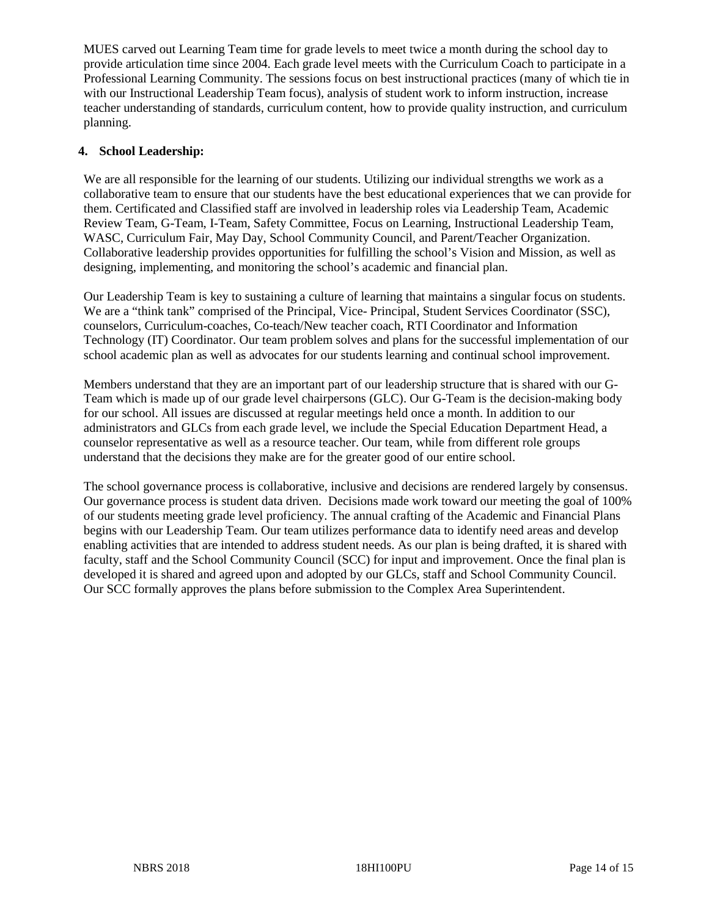MUES carved out Learning Team time for grade levels to meet twice a month during the school day to provide articulation time since 2004. Each grade level meets with the Curriculum Coach to participate in a Professional Learning Community. The sessions focus on best instructional practices (many of which tie in with our Instructional Leadership Team focus), analysis of student work to inform instruction, increase teacher understanding of standards, curriculum content, how to provide quality instruction, and curriculum planning.

**4. School Leadership:**

We are all responsible for the learning of our students. Utilizing our individual strengths we work as a collaborative team to ensure that our students have the best educational experiences that we can provide for them. Certificated and Classified staff are involved in leadership roles via Leadership Team, Academic Review Team, G-Team, I-Team, Safety Committee, Focus on Learning, Instructional Leadership Team, WASC, Curriculum Fair, May Day, School Community Council, and Parent/Teacher Organization. Collaborative leadership provides opportunities for fulfilling the school's Vision and Mission, as well as designing, implementing, and monitoring the school's academic and financial plan.

Our Leadership Team is key to sustaining a culture of learning that maintains a singular focus on students. We are a "think tank" comprised of the Principal, Vice- Principal, Student Services Coordinator (SSC), counselors, Curriculum-coaches, Co-teach/New teacher coach, RTI Coordinator and Information Technology (IT) Coordinator. Our team problem solves and plans for the successful implementation of our school academic plan as well as advocates for our students learning and continual school improvement.

Members understand that they are an important part of our leadership structure that is shared with our G-Team which is made up of our grade level chairpersons (GLC). Our G-Team is the decision-making body for our school. All issues are discussed at regular meetings held once a month. In addition to our administrators and GLCs from each grade level, we include the Special Education Department Head, a counselor representative as well as a resource teacher. Our team, while from different role groups understand that the decisions they make are for the greater good of our entire school.

The school governance process is collaborative, inclusive and decisions are rendered largely by consensus. Our governance process is student data driven. Decisions made work toward our meeting the goal of 100% of our students meeting grade level proficiency. The annual crafting of the Academic and Financial Plans begins with our Leadership Team. Our team utilizes performance data to identify need areas and develop enabling activities that are intended to address student needs. As our plan is being drafted, it is shared with faculty, staff and the School Community Council (SCC) for input and improvement. Once the final plan is developed it is shared and agreed upon and adopted by our GLCs, staff and School Community Council. Our SCC formally approves the plans before submission to the Complex Area Superintendent.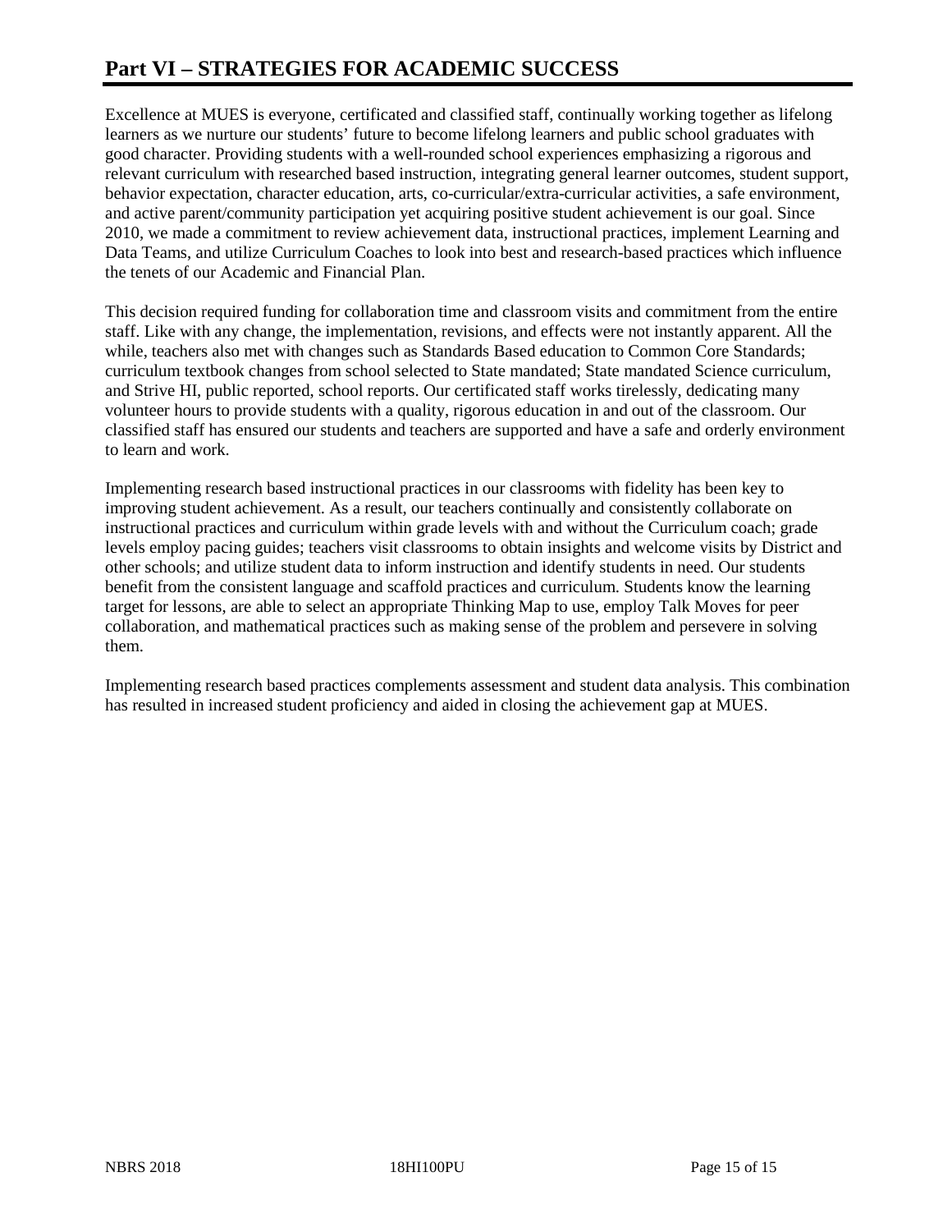# Part VI – STRATEGIES FOR ACADEMIC SUCCESS

Excellence at MUES is everyone, certificated and classified staff, continually working together as lifelong learners as we nurture our students' future to become lifelong learners and public school graduates with good character. Providing students with a well-rounded school experiences emphasizing a rigorous and relevant curriculum with researched based instruction, integrating general learner outcomes, student support, behavior expectation, character education, arts, co-curricular/extra-curricular activities, a safe environment, and active parent/community participation yet acquiring positive student achievement is our goal. Since 2010, we made a commitment to review achievement data, instructional practices, implement Learning and Data Teams, and utilize Curriculum Coaches to look into best and research-based practices which influence the tenets of our Academic and Financial Plan.

This decision required funding for collaboration time and classroom visits and commitment from the entire staff. Like with any change, the implementation, revisions, and effects were not instantly apparent. All the while, teachers also met with changes such as Standards Based education to Common Core Standards; curriculum textbook changes from school selected to State mandated; State mandated Science curriculum, and Strive HI, public reported, school reports. Our certificated staff works tirelessly, dedicating many volunteer hours to provide students with a quality, rigorous education in and out of the classroom. Our classified staff has ensured our students and teachers are supported and have a safe and orderly environment to learn and work.

Implementing research based instructional practices in our classrooms with fidelity has been key to improving student achievement. As a result, our teachers continually and consistently collaborate on instructional practices and curriculum within grade levels with and without the Curriculum coach; grade levels employ pacing guides; teachers visit classrooms to obtain insights and welcome visits by District and other schools; and utilize student data to inform instruction and identify students in need. Our students benefit from the consistent language and scaffold practices and curriculum. Students know the learning target for lessons, are able to select an appropriate Thinking Map to use, employ Talk Moves for peer collaboration, and mathematical practices such as making sense of the problem and persevere in solving them.

Implementing research based practices complements assessment and student data analysis. This combination has resulted in increased student proficiency and aided in closing the achievement gap at MUES.